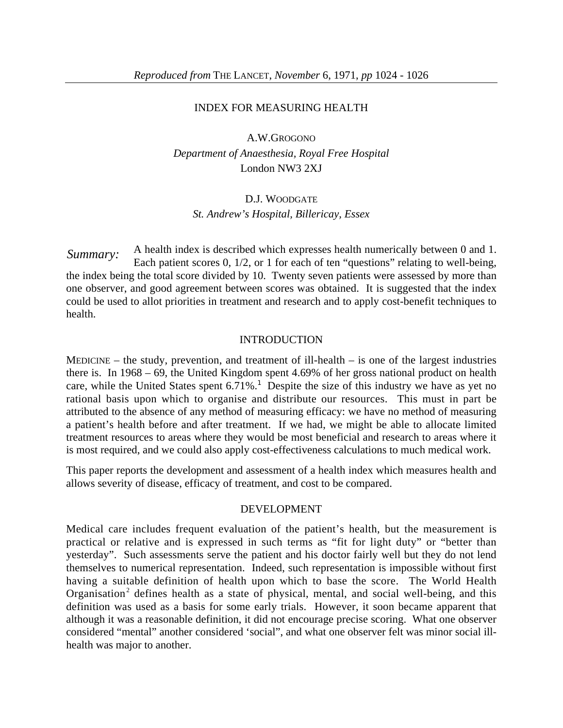*Reproduced from* THE LANCET, *November* 6, 1971, *pp* 1024 - 1026

# INDEX FOR MEASURING HEALTH

A.W.GROGONO
*Department of Anaesthesia, Royal Free Hospital*
London NW3 2XJ

D.J. WOODGATE
*St. Andrew's Hospital, Billericay, Essex*

*Summary:* A health index is described which expresses health numerically between 0 and 1. Each patient scores 0, 1/2, or 1 for each of ten "questions" relating to well-being, the index being the total score divided by 10. Twenty seven patients were assessed by more than one observer, and good agreement between scores was obtained. It is suggested that the index could be used to allot priorities in treatment and research and to apply cost-benefit techniques to health.

## INTRODUCTION

MEDICINE – the study, prevention, and treatment of ill-health – is one of the largest industries there is. In 1968 – 69, the United Kingdom spent 4.69% of her gross national product on health care, while the United States spent 6.71%.[1] Despite the size of this industry we have as yet no rational basis upon which to organise and distribute our resources. This must in part be attributed to the absence of any method of measuring efficacy: we have no method of measuring a patient's health before and after treatment. If we had, we might be able to allocate limited treatment resources to areas where they would be most beneficial and research to areas where it is most required, and we could also apply cost-effectiveness calculations to much medical work.

This paper reports the development and assessment of a health index which measures health and allows severity of disease, efficacy of treatment, and cost to be compared.

## DEVELOPMENT

Medical care includes frequent evaluation of the patient's health, but the measurement is practical or relative and is expressed in such terms as "fit for light duty" or "better than yesterday". Such assessments serve the patient and his doctor fairly well but they do not lend themselves to numerical representation. Indeed, such representation is impossible without first having a suitable definition of health upon which to base the score. The World Health Organisation[2] defines health as a state of physical, mental, and social well-being, and this definition was used as a basis for some early trials. However, it soon became apparent that although it was a reasonable definition, it did not encourage precise scoring. What one observer considered "mental" another considered 'social", and what one observer felt was minor social ill-health was major to another.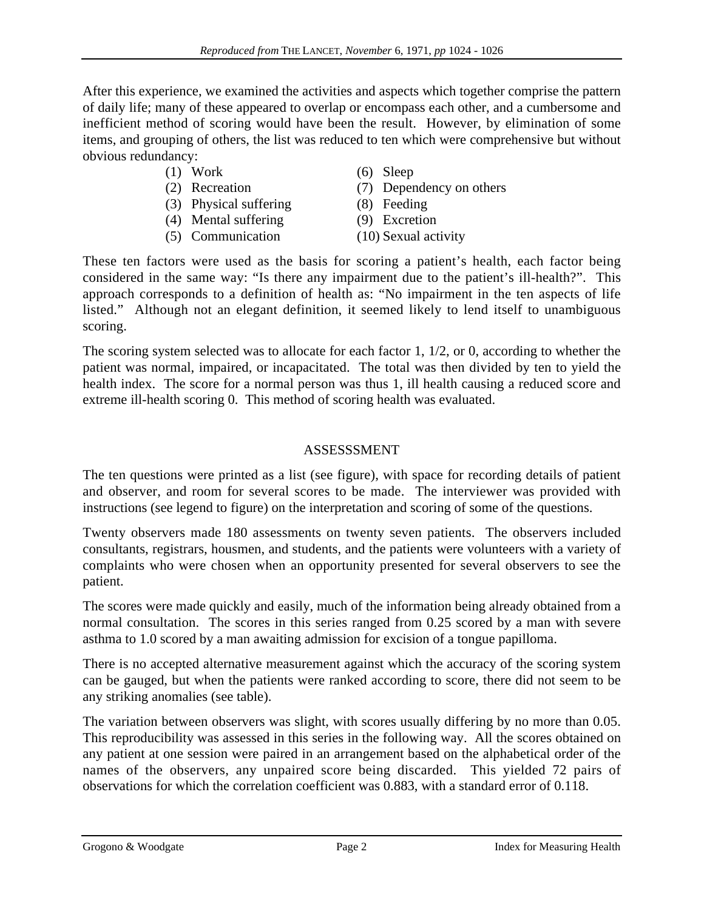After this experience, we examined the activities and aspects which together comprise the pattern of daily life; many of these appeared to overlap or encompass each other, and a cumbersome and inefficient method of scoring would have been the result. However, by elimination of some items, and grouping of others, the list was reduced to ten which were comprehensive but without obvious redundancy:

(1) Work
(2) Recreation
(3) Physical suffering
(4) Mental suffering
(5) Communication
(6) Sleep
(7) Dependency on others
(8) Feeding
(9) Excretion
(10) Sexual activity

These ten factors were used as the basis for scoring a patient's health, each factor being considered in the same way: "Is there any impairment due to the patient's ill-health?". This approach corresponds to a definition of health as: "No impairment in the ten aspects of life listed." Although not an elegant definition, it seemed likely to lend itself to unambiguous scoring.

The scoring system selected was to allocate for each factor 1, 1/2, or 0, according to whether the patient was normal, impaired, or incapacitated. The total was then divided by ten to yield the health index. The score for a normal person was thus 1, ill health causing a reduced score and extreme ill-health scoring 0. This method of scoring health was evaluated.

## ASSESSSMENT

The ten questions were printed as a list (see figure), with space for recording details of patient and observer, and room for several scores to be made. The interviewer was provided with instructions (see legend to figure) on the interpretation and scoring of some of the questions.

Twenty observers made 180 assessments on twenty seven patients. The observers included consultants, registrars, housmen, and students, and the patients were volunteers with a variety of complaints who were chosen when an opportunity presented for several observers to see the patient.

The scores were made quickly and easily, much of the information being already obtained from a normal consultation. The scores in this series ranged from 0.25 scored by a man with severe asthma to 1.0 scored by a man awaiting admission for excision of a tongue papilloma.

There is no accepted alternative measurement against which the accuracy of the scoring system can be gauged, but when the patients were ranked according to score, there did not seem to be any striking anomalies (see table).

The variation between observers was slight, with scores usually differing by no more than 0.05. This reproducibility was assessed in this series in the following way. All the scores obtained on any patient at one session were paired in an arrangement based on the alphabetical order of the names of the observers, any unpaired score being discarded. This yielded 72 pairs of observations for which the correlation coefficient was 0.883, with a standard error of 0.118.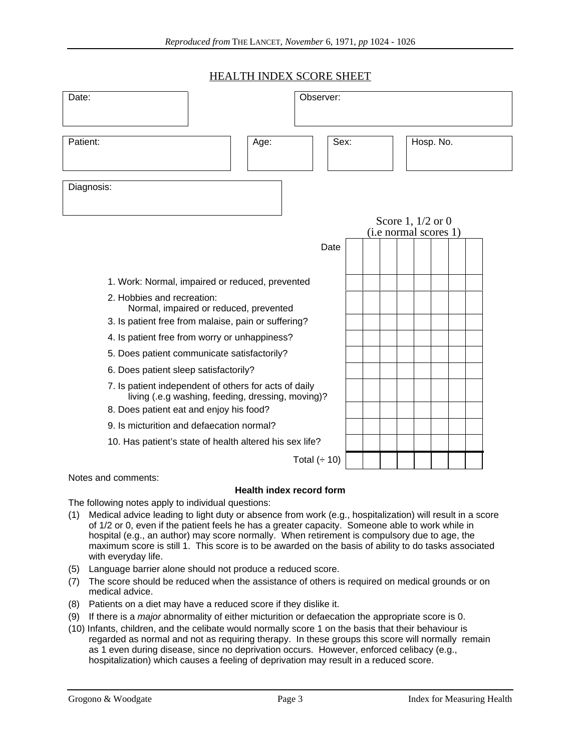## HEALTH INDEX SCORE SHEET

| Date: | Observer: |
|---|---|
| | |

| Patient: | Age: | Sex: | Hosp. No. |
|---|---|---|---|
| | | | |

| Diagnosis: |
|---|
| |

Score 1, 1/2 or 0
(i.e normal scores 1)

| | Date | | | | | | | |
|---|---|---|---|---|---|---|---|---|
| 1. Work: Normal, impaired or reduced, prevented | | | | | | | | |
| 2. Hobbies and recreation: Normal, impaired or reduced, prevented | | | | | | | | |
| 3. Is patient free from malaise, pain or suffering? | | | | | | | | |
| 4. Is patient free from worry or unhappiness? | | | | | | | | |
| 5. Does patient communicate satisfactorily? | | | | | | | | |
| 6. Does patient sleep satisfactorily? | | | | | | | | |
| 7. Is patient independent of others for acts of daily living (.e.g washing, feeding, dressing, moving)? | | | | | | | | |
| 8. Does patient eat and enjoy his food? | | | | | | | | |
| 9. Is micturition and defaecation normal? | | | | | | | | |
| 10. Has patient's state of health altered his sex life? | | | | | | | | |
| Total (÷ 10) | | | | | | | | |

Notes and comments:

**Health index record form**

The following notes apply to individual questions:

(1) Medical advice leading to light duty or absence from work (e.g., hospitalization) will result in a score of 1/2 or 0, even if the patient feels he has a greater capacity. Someone able to work while in hospital (e.g., an author) may score normally. When retirement is compulsory due to age, the maximum score is still 1. This score is to be awarded on the basis of ability to do tasks associated with everyday life.

(5) Language barrier alone should not produce a reduced score.

(7) The score should be reduced when the assistance of others is required on medical grounds or on medical advice.

(8) Patients on a diet may have a reduced score if they dislike it.

(9) If there is a *major* abnormality of either micturition or defaecation the appropriate score is 0.

(10) Infants, children, and the celibate would normally score 1 on the basis that their behaviour is regarded as normal and not as requiring therapy. In these groups this score will normally remain as 1 even during disease, since no deprivation occurs. However, enforced celibacy (e.g., hospitalization) which causes a feeling of deprivation may result in a reduced score.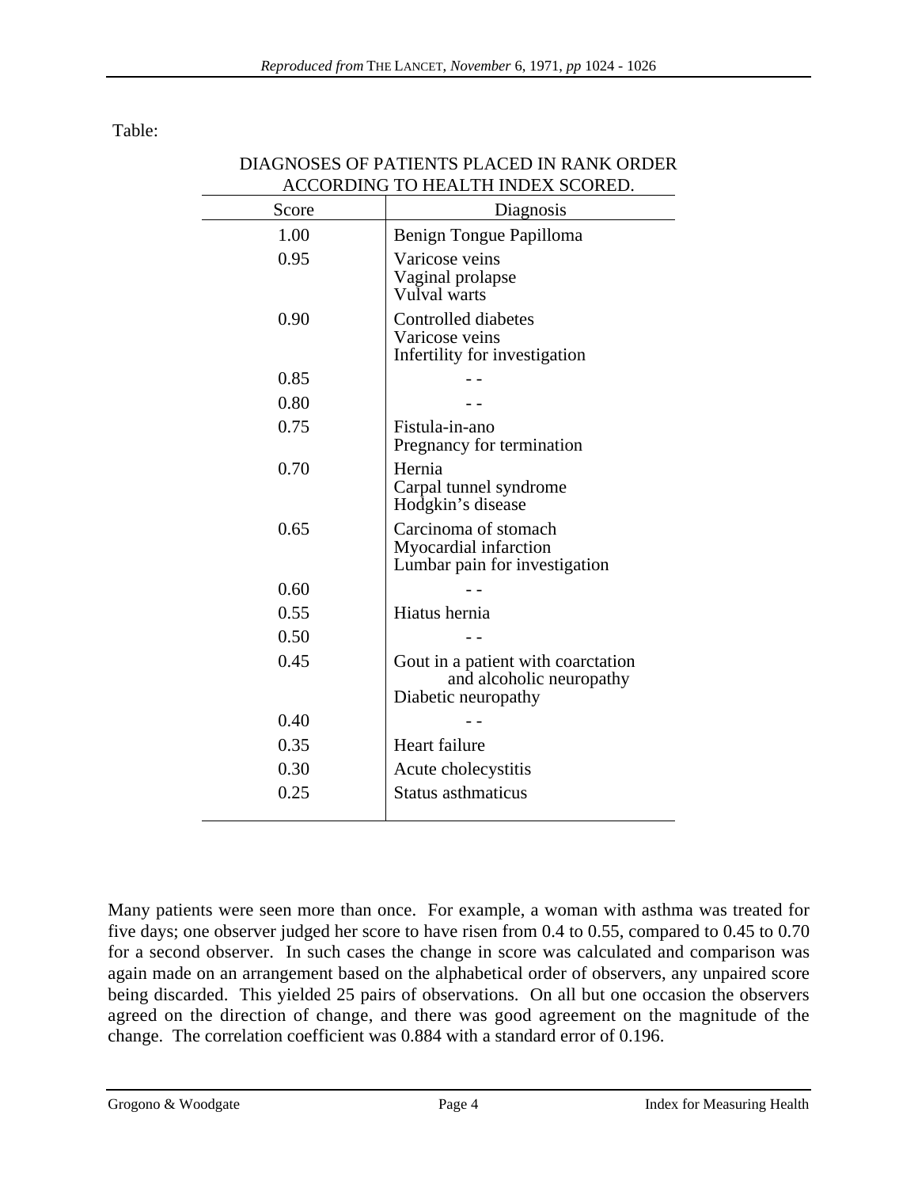Table:

DIAGNOSES OF PATIENTS PLACED IN RANK ORDER ACCORDING TO HEALTH INDEX SCORED.

| Score | Diagnosis |
|---|---|
| 1.00 | Benign Tongue Papilloma |
| 0.95 | Varicose veins<br>Vaginal prolapse<br>Vulval warts |
| 0.90 | Controlled diabetes<br>Varicose veins<br>Infertility for investigation |
| 0.85 | - - |
| 0.80 | - - |
| 0.75 | Fistula-in-ano<br>Pregnancy for termination |
| 0.70 | Hernia<br>Carpal tunnel syndrome<br>Hodgkin's disease |
| 0.65 | Carcinoma of stomach<br>Myocardial infarction<br>Lumbar pain for investigation |
| 0.60 | - - |
| 0.55 | Hiatus hernia |
| 0.50 | - - |
| 0.45 | Gout in a patient with coarctation and alcoholic neuropathy<br>Diabetic neuropathy |
| 0.40 | - - |
| 0.35 | Heart failure |
| 0.30 | Acute cholecystitis |
| 0.25 | Status asthmaticus |

Many patients were seen more than once. For example, a woman with asthma was treated for five days; one observer judged her score to have risen from 0.4 to 0.55, compared to 0.45 to 0.70 for a second observer. In such cases the change in score was calculated and comparison was again made on an arrangement based on the alphabetical order of observers, any unpaired score being discarded. This yielded 25 pairs of observations. On all but one occasion the observers agreed on the direction of change, and there was good agreement on the magnitude of the change. The correlation coefficient was 0.884 with a standard error of 0.196.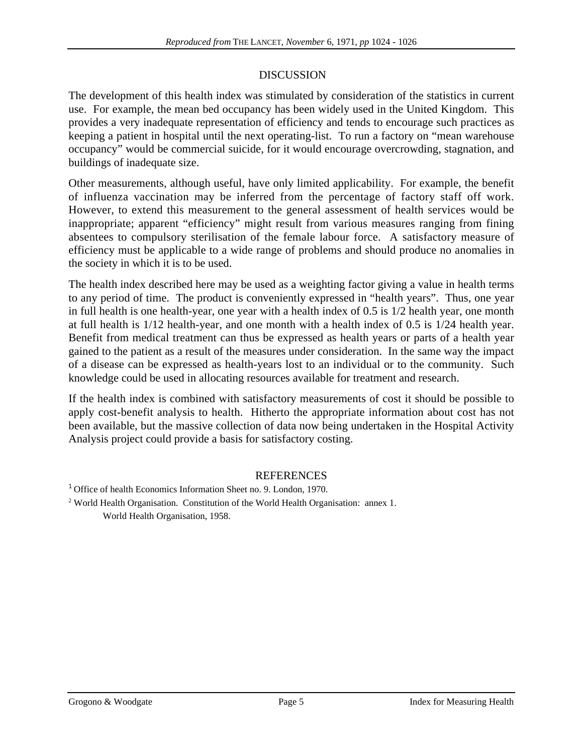## DISCUSSION

The development of this health index was stimulated by consideration of the statistics in current use. For example, the mean bed occupancy has been widely used in the United Kingdom. This provides a very inadequate representation of efficiency and tends to encourage such practices as keeping a patient in hospital until the next operating-list. To run a factory on "mean warehouse occupancy" would be commercial suicide, for it would encourage overcrowding, stagnation, and buildings of inadequate size.

Other measurements, although useful, have only limited applicability. For example, the benefit of influenza vaccination may be inferred from the percentage of factory staff off work. However, to extend this measurement to the general assessment of health services would be inappropriate; apparent "efficiency" might result from various measures ranging from fining absentees to compulsory sterilisation of the female labour force. A satisfactory measure of efficiency must be applicable to a wide range of problems and should produce no anomalies in the society in which it is to be used.

The health index described here may be used as a weighting factor giving a value in health terms to any period of time. The product is conveniently expressed in "health years". Thus, one year in full health is one health-year, one year with a health index of 0.5 is 1/2 health year, one month at full health is 1/12 health-year, and one month with a health index of 0.5 is 1/24 health year. Benefit from medical treatment can thus be expressed as health years or parts of a health year gained to the patient as a result of the measures under consideration. In the same way the impact of a disease can be expressed as health-years lost to an individual or to the community. Such knowledge could be used in allocating resources available for treatment and research.

If the health index is combined with satisfactory measurements of cost it should be possible to apply cost-benefit analysis to health. Hitherto the appropriate information about cost has not been available, but the massive collection of data now being undertaken in the Hospital Activity Analysis project could provide a basis for satisfactory costing.

## REFERENCES

[1] Office of health Economics Information Sheet no. 9. London, 1970.

[2] World Health Organisation. Constitution of the World Health Organisation: annex 1. World Health Organisation, 1958.